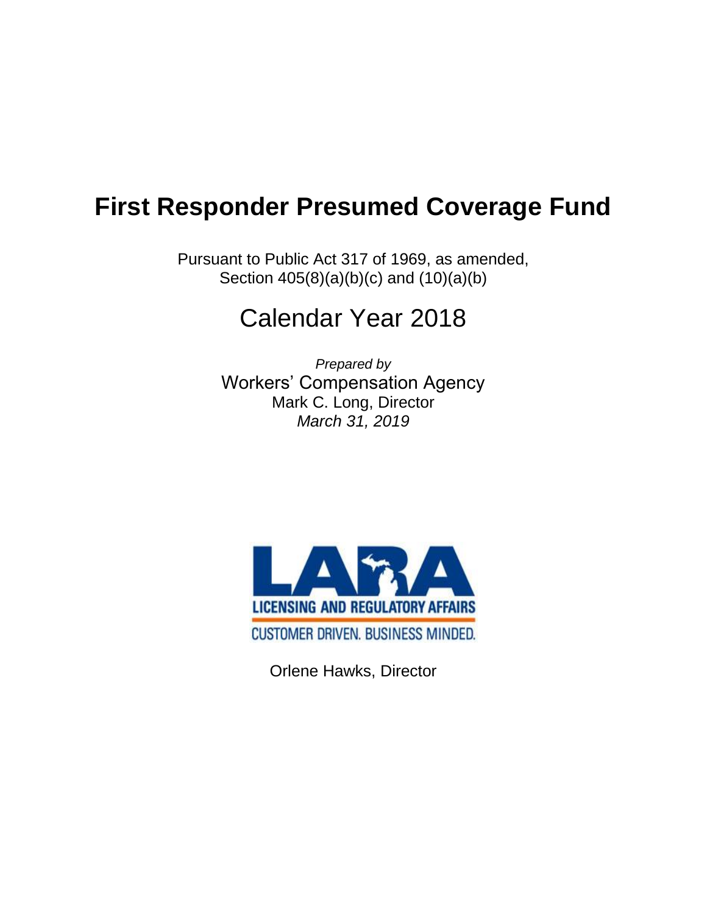# First Responder Presumed Coverage Fund

Pursuant to Public Act 317 of 1969, as amended,
Section 405(8)(a)(b)(c) and (10)(a)(b)

## Calendar Year 2018

*Prepared by*
Workers' Compensation Agency
Mark C. Long, Director
*March 31, 2019*

LICENSING AND REGULATORY AFFAIRS
CUSTOMER DRIVEN. BUSINESS MINDED.

Orlene Hawks, Director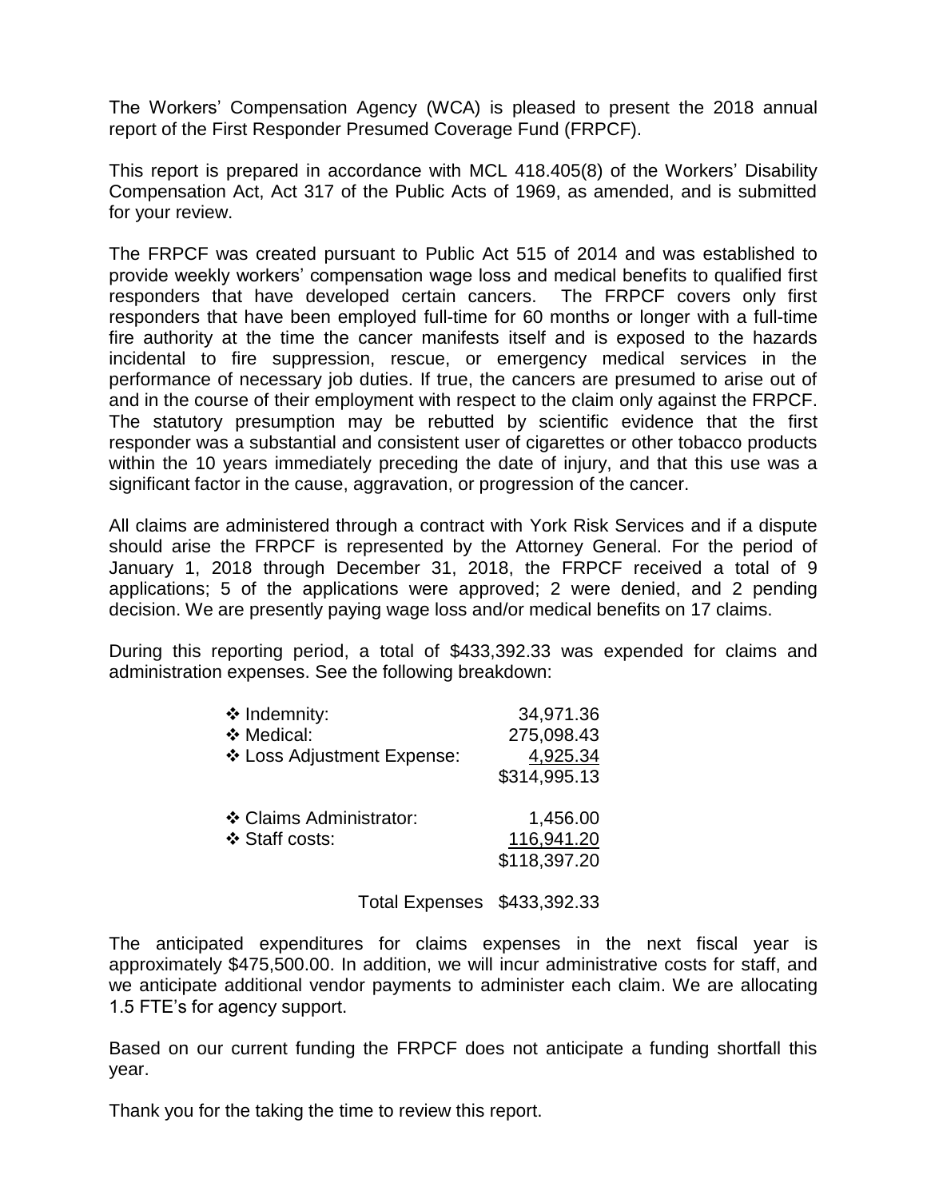The Workers' Compensation Agency (WCA) is pleased to present the 2018 annual report of the First Responder Presumed Coverage Fund (FRPCF).

This report is prepared in accordance with MCL 418.405(8) of the Workers' Disability Compensation Act, Act 317 of the Public Acts of 1969, as amended, and is submitted for your review.

The FRPCF was created pursuant to Public Act 515 of 2014 and was established to provide weekly workers' compensation wage loss and medical benefits to qualified first responders that have developed certain cancers. The FRPCF covers only first responders that have been employed full-time for 60 months or longer with a full-time fire authority at the time the cancer manifests itself and is exposed to the hazards incidental to fire suppression, rescue, or emergency medical services in the performance of necessary job duties. If true, the cancers are presumed to arise out of and in the course of their employment with respect to the claim only against the FRPCF. The statutory presumption may be rebutted by scientific evidence that the first responder was a substantial and consistent user of cigarettes or other tobacco products within the 10 years immediately preceding the date of injury, and that this use was a significant factor in the cause, aggravation, or progression of the cancer.

All claims are administered through a contract with York Risk Services and if a dispute should arise the FRPCF is represented by the Attorney General. For the period of January 1, 2018 through December 31, 2018, the FRPCF received a total of 9 applications; 5 of the applications were approved; 2 were denied, and 2 pending decision. We are presently paying wage loss and/or medical benefits on 17 claims.

During this reporting period, a total of $433,392.33 was expended for claims and administration expenses. See the following breakdown:

| | |
|---|---|
| ❖ Indemnity: | 34,971.36 |
| ❖ Medical: | 275,098.43 |
| ❖ Loss Adjustment Expense: | 4,925.34 |
| | $314,995.13 |
| ❖ Claims Administrator: | 1,456.00 |
| ❖ Staff costs: | 116,941.20 |
| | $118,397.20 |
| Total Expenses | $433,392.33 |

The anticipated expenditures for claims expenses in the next fiscal year is approximately $475,500.00. In addition, we will incur administrative costs for staff, and we anticipate additional vendor payments to administer each claim. We are allocating 1.5 FTE's for agency support.

Based on our current funding the FRPCF does not anticipate a funding shortfall this year.

Thank you for the taking the time to review this report.